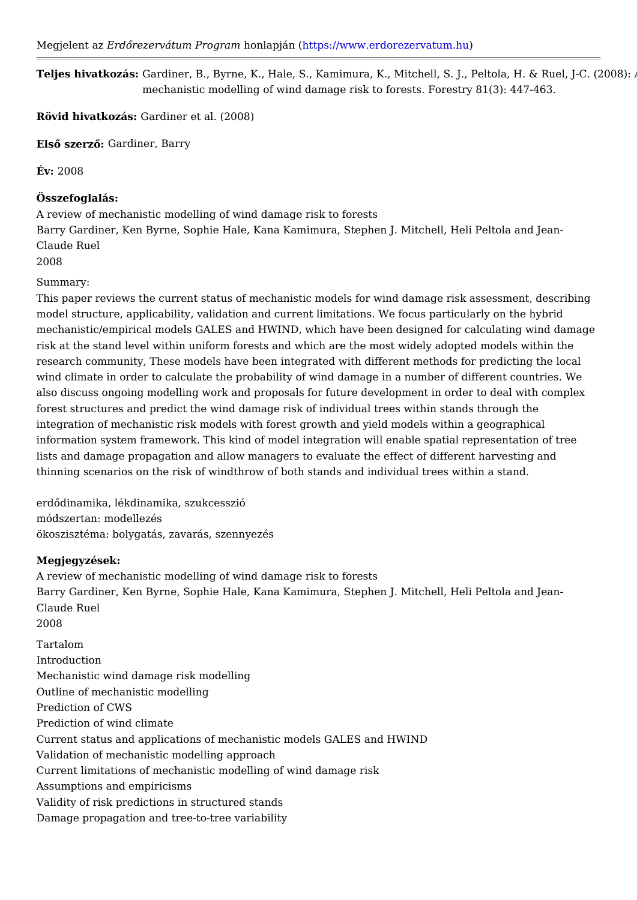Megjelent az *Erdőrezervátum Program* honlapján (https://www.erdorezervatum.hu)

**Teljes hivatkozás:** Gardiner, B., Byrne, K., Hale, S., Kamimura, K., Mitchell, S. J., Peltola, H. & Ruel, J-C. (2008): A review of mechanistic modelling of wind damage risk to forests. Forestry 81(3): 447-463.

**Rövid hivatkozás:** Gardiner et al. (2008)

**Első szerző:** Gardiner, Barry

**Év:** 2008

**Összefoglalás:**

A review of mechanistic modelling of wind damage risk to forests
Barry Gardiner, Ken Byrne, Sophie Hale, Kana Kamimura, Stephen J. Mitchell, Heli Peltola and Jean-Claude Ruel
2008

Summary:
This paper reviews the current status of mechanistic models for wind damage risk assessment, describing model structure, applicability, validation and current limitations. We focus particularly on the hybrid mechanistic/empirical models GALES and HWIND, which have been designed for calculating wind damage risk at the stand level within uniform forests and which are the most widely adopted models within the research community, These models have been integrated with different methods for predicting the local wind climate in order to calculate the probability of wind damage in a number of different countries. We also discuss ongoing modelling work and proposals for future development in order to deal with complex forest structures and predict the wind damage risk of individual trees within stands through the integration of mechanistic risk models with forest growth and yield models within a geographical information system framework. This kind of model integration will enable spatial representation of tree lists and damage propagation and allow managers to evaluate the effect of different harvesting and thinning scenarios on the risk of windthrow of both stands and individual trees within a stand.

erdődinamika, lékdinamika, szukcesszió
módszertan: modellezés
ökoszisztéma: bolygatás, zavarás, szennyezés

**Megjegyzések:**

A review of mechanistic modelling of wind damage risk to forests
Barry Gardiner, Ken Byrne, Sophie Hale, Kana Kamimura, Stephen J. Mitchell, Heli Peltola and Jean-Claude Ruel
2008

Tartalom
Introduction
Mechanistic wind damage risk modelling
Outline of mechanistic modelling
Prediction of CWS
Prediction of wind climate
Current status and applications of mechanistic models GALES and HWIND
Validation of mechanistic modelling approach
Current limitations of mechanistic modelling of wind damage risk
Assumptions and empiricisms
Validity of risk predictions in structured stands
Damage propagation and tree-to-tree variability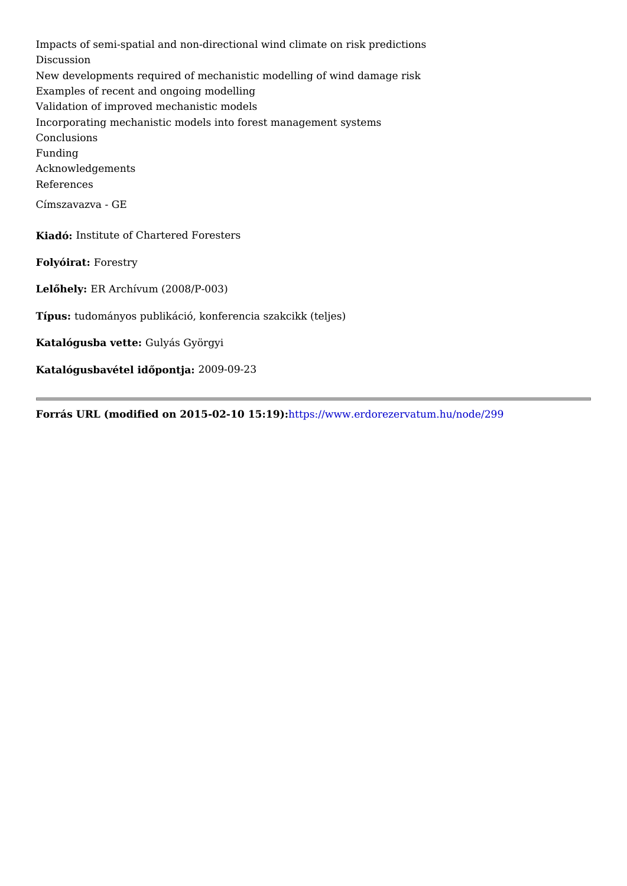Impacts of semi-spatial and non-directional wind climate on risk predictions
Discussion
New developments required of mechanistic modelling of wind damage risk
Examples of recent and ongoing modelling
Validation of improved mechanistic models
Incorporating mechanistic models into forest management systems
Conclusions
Funding
Acknowledgements
References

Címszavazva - GE

**Kiadó:** Institute of Chartered Foresters

**Folyóirat:** Forestry

**Lelőhely:** ER Archívum (2008/P-003)

**Típus:** tudományos publikáció, konferencia szakcikk (teljes)

**Katalógusba vette:** Gulyás Györgyi

**Katalógusbavétel időpontja:** 2009-09-23

---

**Forrás URL (modified on 2015-02-10 15:19):** https://www.erdorezervatum.hu/node/299